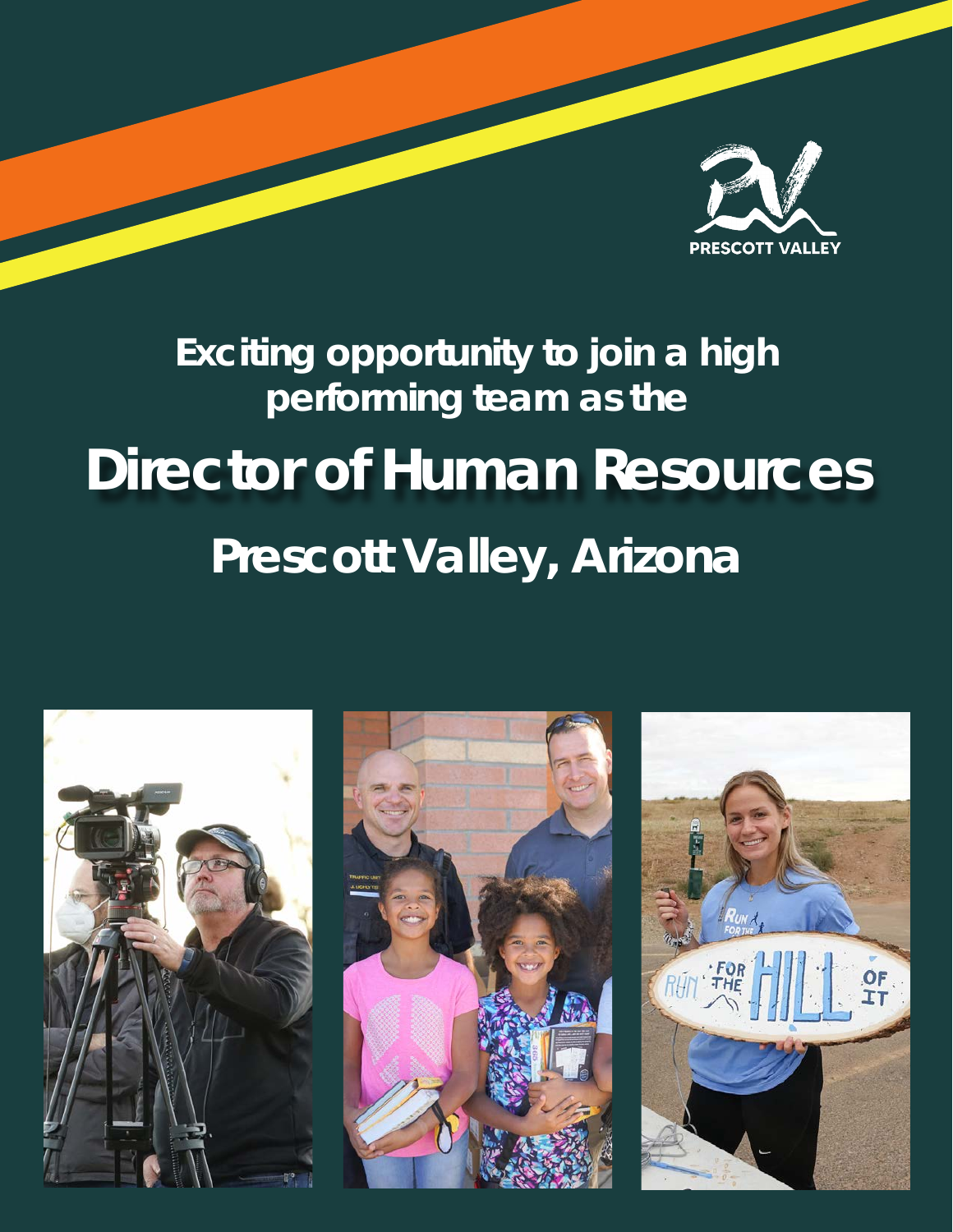PRESCOTT VALLEY

### Exciting opportunity to join a high performing team as the

# Director of Human Resources

## Prescott Valley, Arizona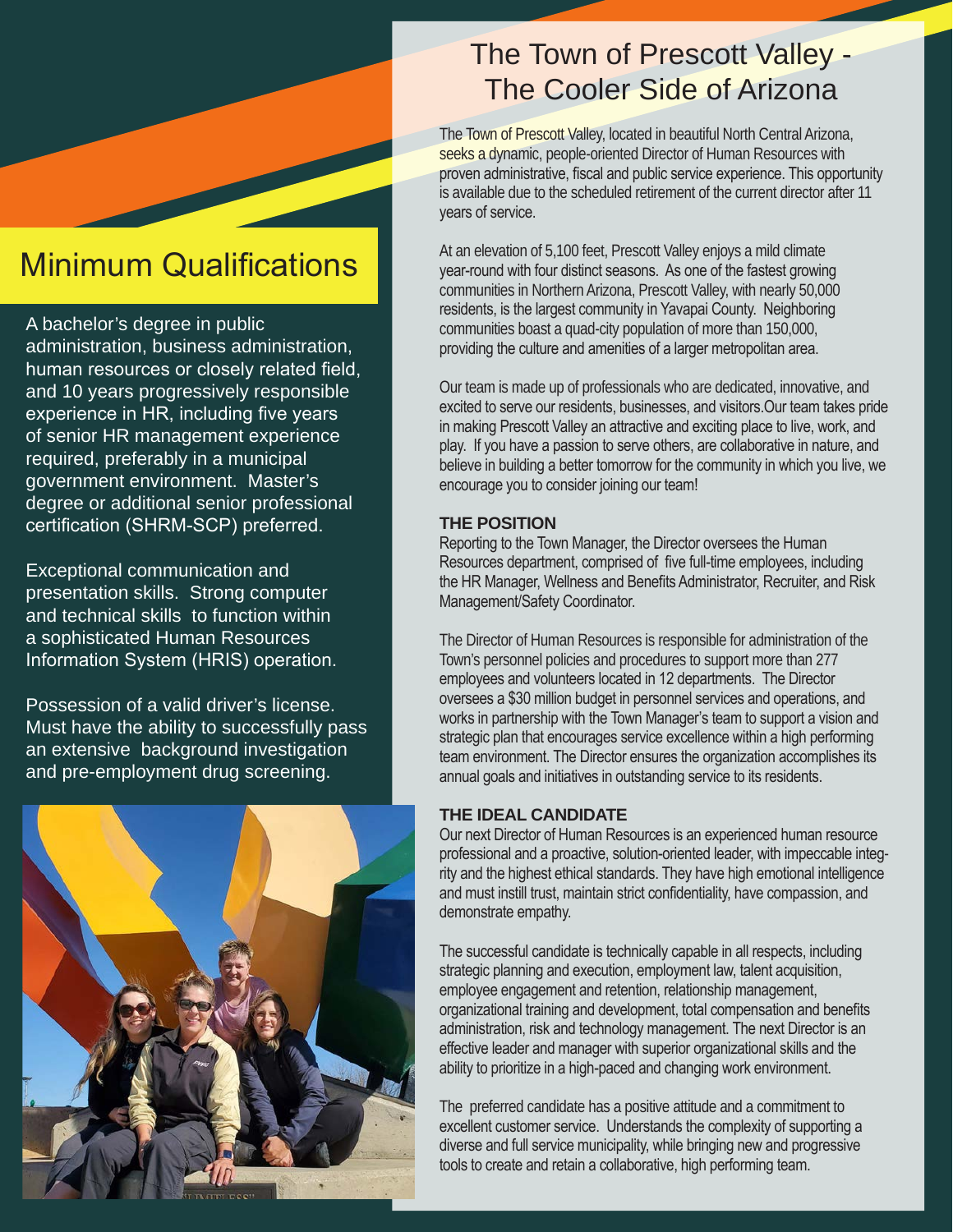# The Town of Prescott Valley - The Cooler Side of Arizona

The Town of Prescott Valley, located in beautiful North Central Arizona, seeks a dynamic, people-oriented Director of Human Resources with proven administrative, fiscal and public service experience. This opportunity is available due to the scheduled retirement of the current director after 11 years of service.

At an elevation of 5,100 feet, Prescott Valley enjoys a mild climate year-round with four distinct seasons. As one of the fastest growing communities in Northern Arizona, Prescott Valley, with nearly 50,000 residents, is the largest community in Yavapai County. Neighboring communities boast a quad-city population of more than 150,000, providing the culture and amenities of a larger metropolitan area.

Our team is made up of professionals who are dedicated, innovative, and excited to serve our residents, businesses, and visitors.Our team takes pride in making Prescott Valley an attractive and exciting place to live, work, and play. If you have a passion to serve others, are collaborative in nature, and believe in building a better tomorrow for the community in which you live, we encourage you to consider joining our team!

**THE POSITION**

Reporting to the Town Manager, the Director oversees the Human Resources department, comprised of five full-time employees, including the HR Manager, Wellness and Benefits Administrator, Recruiter, and Risk Management/Safety Coordinator.

The Director of Human Resources is responsible for administration of the Town's personnel policies and procedures to support more than 277 employees and volunteers located in 12 departments. The Director oversees a $30 million budget in personnel services and operations, and works in partnership with the Town Manager's team to support a vision and strategic plan that encourages service excellence within a high performing team environment. The Director ensures the organization accomplishes its annual goals and initiatives in outstanding service to its residents.

**THE IDEAL CANDIDATE**

Our next Director of Human Resources is an experienced human resource professional and a proactive, solution-oriented leader, with impeccable integrity and the highest ethical standards. They have high emotional intelligence and must instill trust, maintain strict confidentiality, have compassion, and demonstrate empathy.

The successful candidate is technically capable in all respects, including strategic planning and execution, employment law, talent acquisition, employee engagement and retention, relationship management, organizational training and development, total compensation and benefits administration, risk and technology management. The next Director is an effective leader and manager with superior organizational skills and the ability to prioritize in a high-paced and changing work environment.

The preferred candidate has a positive attitude and a commitment to excellent customer service. Understands the complexity of supporting a diverse and full service municipality, while bringing new and progressive tools to create and retain a collaborative, high performing team.

## Minimum Qualifications

A bachelor's degree in public administration, business administration, human resources or closely related field, and 10 years progressively responsible experience in HR, including five years of senior HR management experience required, preferably in a municipal government environment. Master's degree or additional senior professional certification (SHRM-SCP) preferred.

Exceptional communication and presentation skills. Strong computer and technical skills to function within a sophisticated Human Resources Information System (HRIS) operation.

Possession of a valid driver's license. Must have the ability to successfully pass an extensive background investigation and pre-employment drug screening.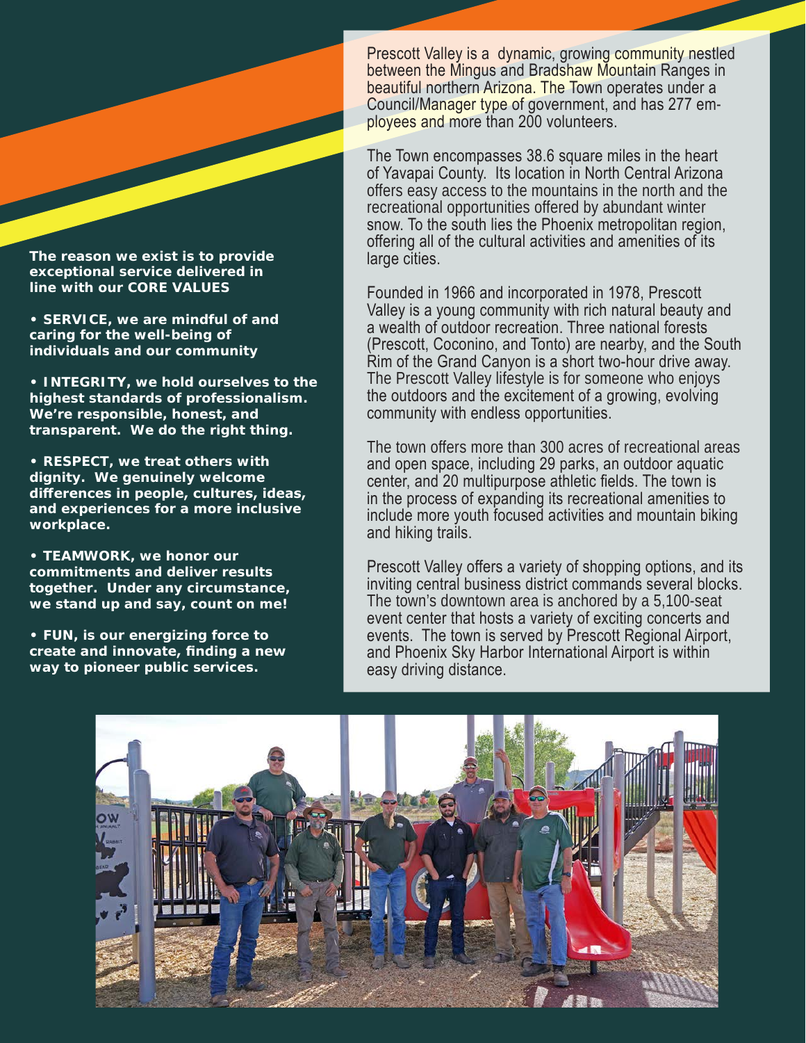**The reason we exist is to provide exceptional service delivered in line with our CORE VALUES**

- **SERVICE, we are mindful of and caring for the well-being of individuals and our community**
- **INTEGRITY, we hold ourselves to the highest standards of professionalism. We're responsible, honest, and transparent. We do the right thing.**
- **RESPECT, we treat others with dignity. We genuinely welcome differences in people, cultures, ideas, and experiences for a more inclusive workplace.**
- **TEAMWORK, we honor our commitments and deliver results together. Under any circumstance, we stand up and say, count on me!**
- **FUN, is our energizing force to create and innovate, finding a new way to pioneer public services.**

Prescott Valley is a dynamic, growing community nestled between the Mingus and Bradshaw Mountain Ranges in beautiful northern Arizona. The Town operates under a Council/Manager type of government, and has 277 employees and more than 200 volunteers.

The Town encompasses 38.6 square miles in the heart of Yavapai County. Its location in North Central Arizona offers easy access to the mountains in the north and the recreational opportunities offered by abundant winter snow. To the south lies the Phoenix metropolitan region, offering all of the cultural activities and amenities of its large cities.

Founded in 1966 and incorporated in 1978, Prescott Valley is a young community with rich natural beauty and a wealth of outdoor recreation. Three national forests (Prescott, Coconino, and Tonto) are nearby, and the South Rim of the Grand Canyon is a short two-hour drive away. The Prescott Valley lifestyle is for someone who enjoys the outdoors and the excitement of a growing, evolving community with endless opportunities.

The town offers more than 300 acres of recreational areas and open space, including 29 parks, an outdoor aquatic center, and 20 multipurpose athletic fields. The town is in the process of expanding its recreational amenities to include more youth focused activities and mountain biking and hiking trails.

Prescott Valley offers a variety of shopping options, and its inviting central business district commands several blocks. The town's downtown area is anchored by a 5,100-seat event center that hosts a variety of exciting concerts and events. The town is served by Prescott Regional Airport, and Phoenix Sky Harbor International Airport is within easy driving distance.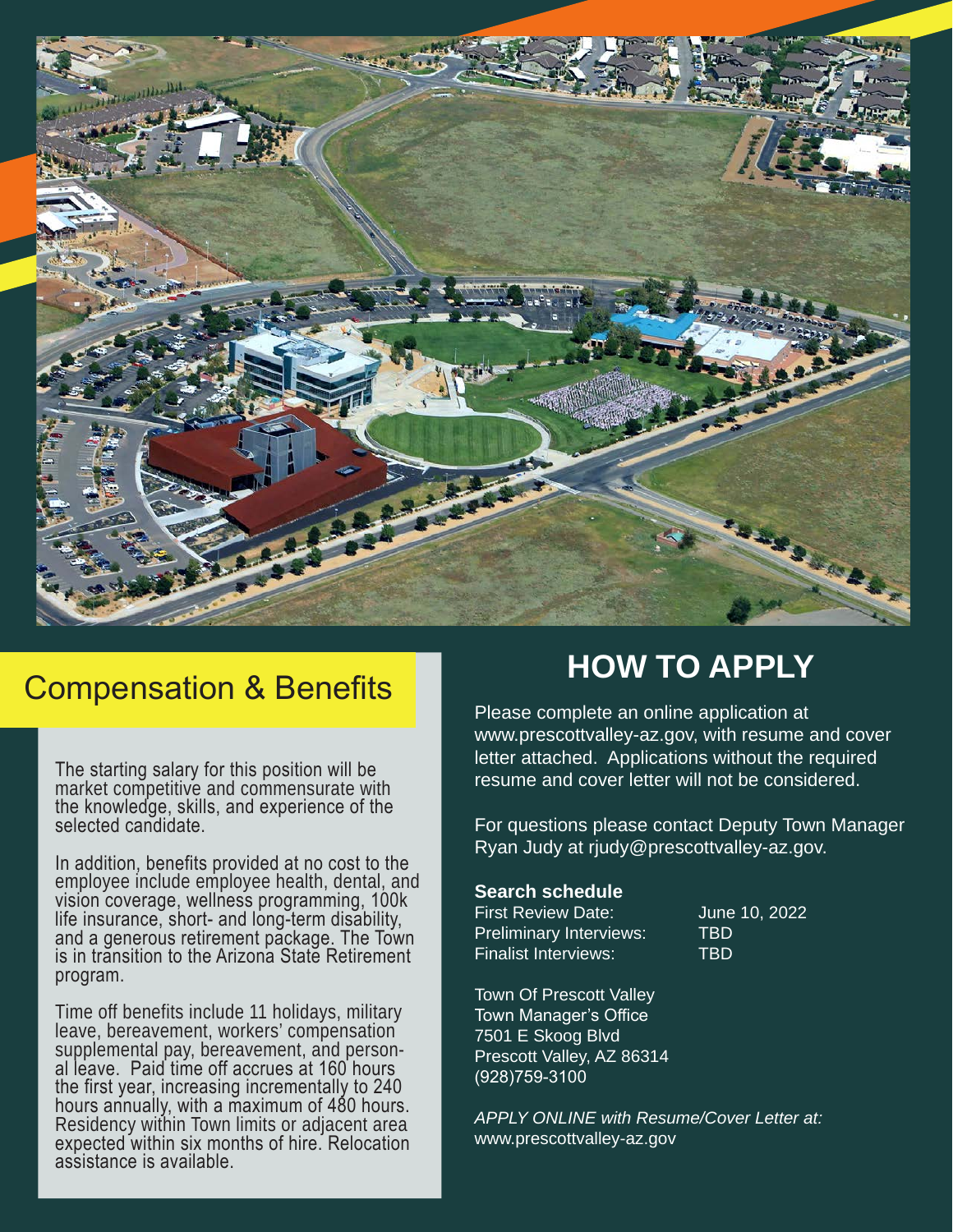## Compensation & Benefits

The starting salary for this position will be market competitive and commensurate with the knowledge, skills, and experience of the selected candidate.

In addition, benefits provided at no cost to the employee include employee health, dental, and vision coverage, wellness programming, 100k life insurance, short- and long-term disability, and a generous retirement package. The Town is in transition to the Arizona State Retirement program.

Time off benefits include 11 holidays, military leave, bereavement, workers' compensation supplemental pay, bereavement, and personal leave. Paid time off accrues at 160 hours the first year, increasing incrementally to 240 hours annually, with a maximum of 480 hours. Residency within Town limits or adjacent area expected within six months of hire. Relocation assistance is available.

## HOW TO APPLY

Please complete an online application at www.prescottvalley-az.gov, with resume and cover letter attached. Applications without the required resume and cover letter will not be considered.

For questions please contact Deputy Town Manager Ryan Judy at rjudy@prescottvalley-az.gov.

**Search schedule**

| | |
|---|---|
| First Review Date: | June 10, 2022 |
| Preliminary Interviews: | TBD |
| Finalist Interviews: | TBD |

Town Of Prescott Valley
Town Manager's Office
7501 E Skoog Blvd
Prescott Valley, AZ 86314
(928)759-3100

*APPLY ONLINE with Resume/Cover Letter at:*
www.prescottvalley-az.gov